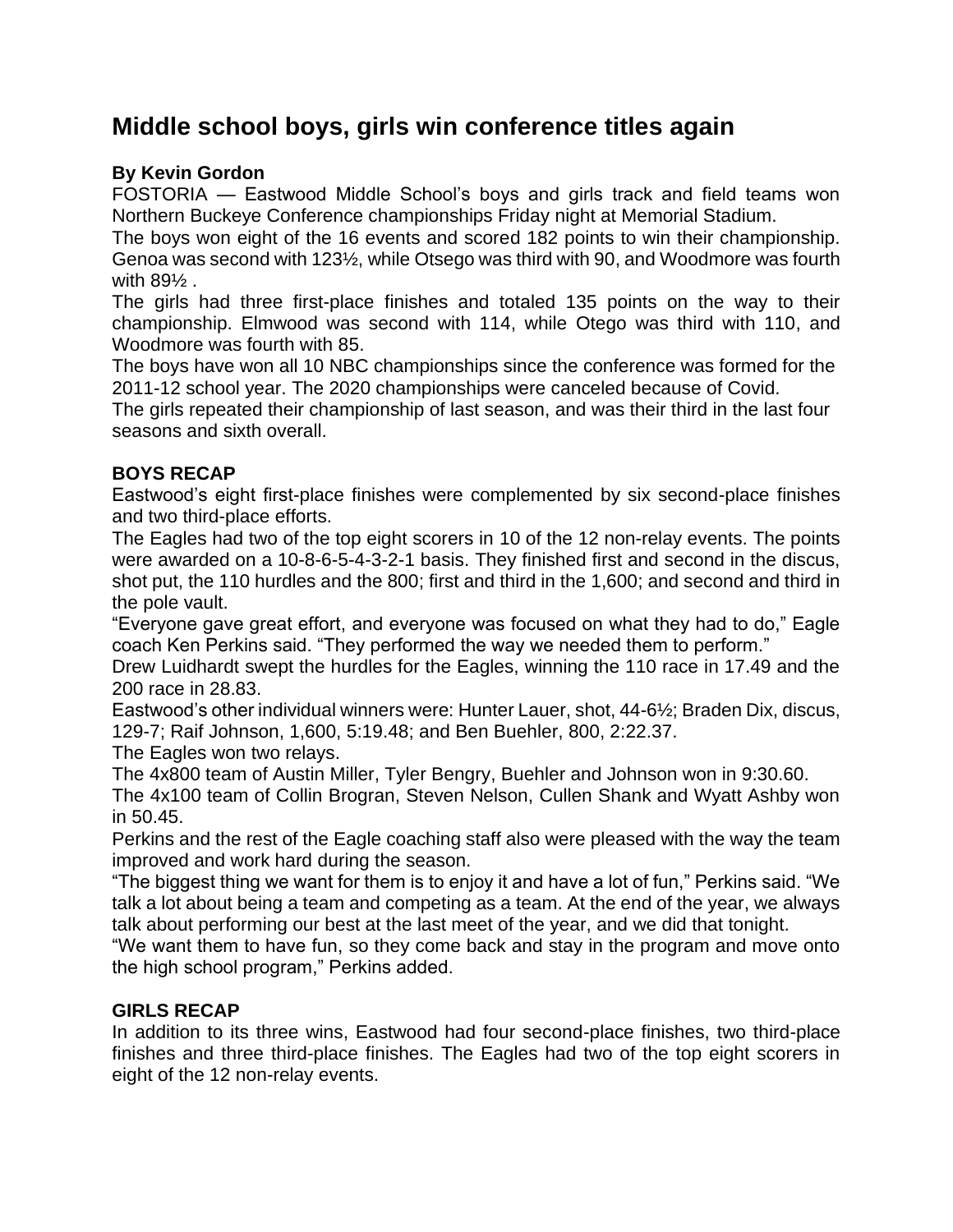# Middle school boys, girls win conference titles again

**By Kevin Gordon**

FOSTORIA — Eastwood Middle School's boys and girls track and field teams won Northern Buckeye Conference championships Friday night at Memorial Stadium.

The boys won eight of the 16 events and scored 182 points to win their championship. Genoa was second with 123½, while Otsego was third with 90, and Woodmore was fourth with 89½ .

The girls had three first-place finishes and totaled 135 points on the way to their championship. Elmwood was second with 114, while Otego was third with 110, and Woodmore was fourth with 85.

The boys have won all 10 NBC championships since the conference was formed for the 2011-12 school year. The 2020 championships were canceled because of Covid.

The girls repeated their championship of last season, and was their third in the last four seasons and sixth overall.

**BOYS RECAP**

Eastwood's eight first-place finishes were complemented by six second-place finishes and two third-place efforts.

The Eagles had two of the top eight scorers in 10 of the 12 non-relay events. The points were awarded on a 10-8-6-5-4-3-2-1 basis. They finished first and second in the discus, shot put, the 110 hurdles and the 800; first and third in the 1,600; and second and third in the pole vault.

"Everyone gave great effort, and everyone was focused on what they had to do," Eagle coach Ken Perkins said. "They performed the way we needed them to perform."

Drew Luidhardt swept the hurdles for the Eagles, winning the 110 race in 17.49 and the 200 race in 28.83.

Eastwood's other individual winners were: Hunter Lauer, shot, 44-6½; Braden Dix, discus, 129-7; Raif Johnson, 1,600, 5:19.48; and Ben Buehler, 800, 2:22.37.

The Eagles won two relays.

The 4x800 team of Austin Miller, Tyler Bengry, Buehler and Johnson won in 9:30.60.

The 4x100 team of Collin Brogran, Steven Nelson, Cullen Shank and Wyatt Ashby won in 50.45.

Perkins and the rest of the Eagle coaching staff also were pleased with the way the team improved and work hard during the season.

"The biggest thing we want for them is to enjoy it and have a lot of fun," Perkins said. "We talk a lot about being a team and competing as a team. At the end of the year, we always talk about performing our best at the last meet of the year, and we did that tonight.

"We want them to have fun, so they come back and stay in the program and move onto the high school program," Perkins added.

**GIRLS RECAP**

In addition to its three wins, Eastwood had four second-place finishes, two third-place finishes and three third-place finishes. The Eagles had two of the top eight scorers in eight of the 12 non-relay events.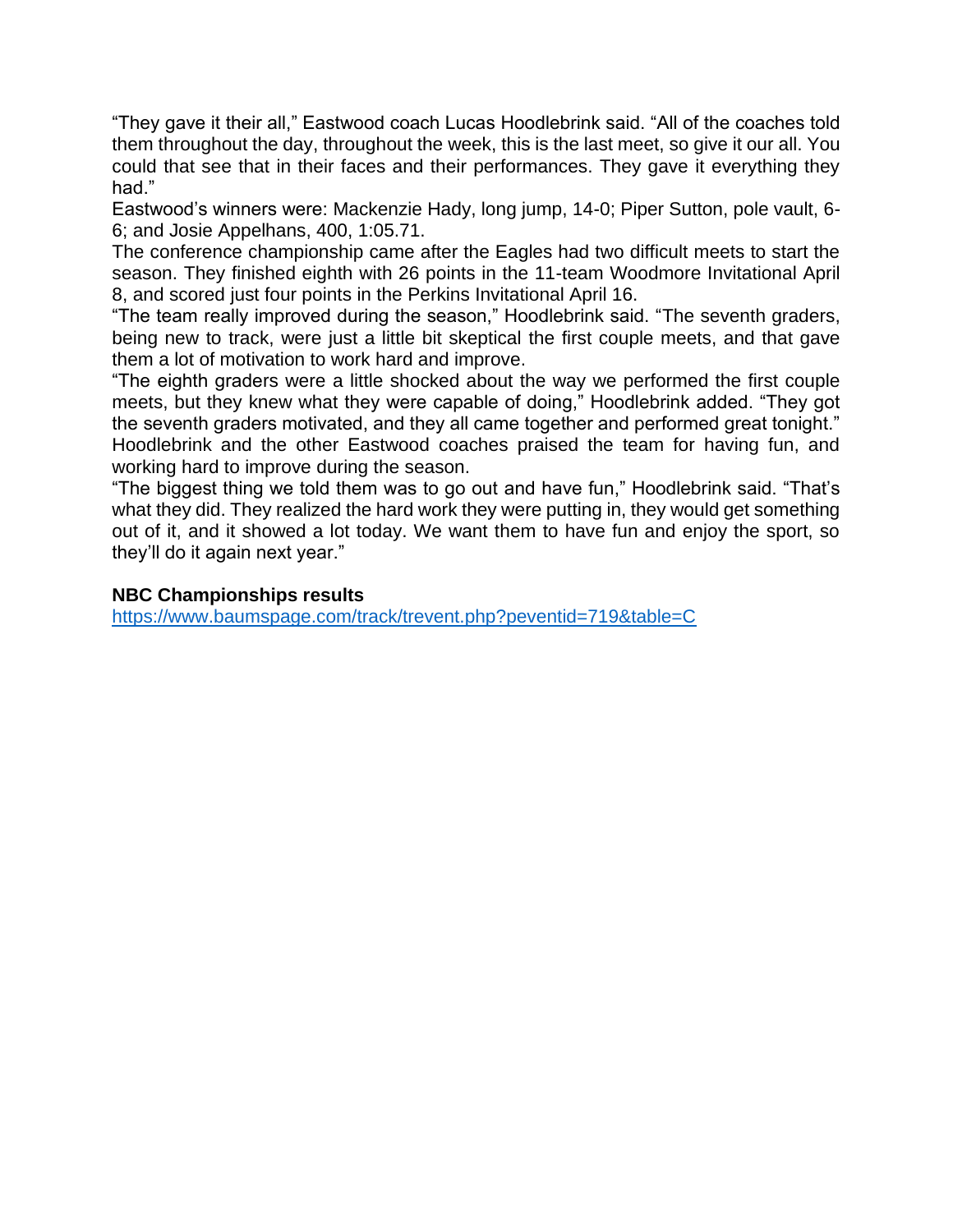"They gave it their all," Eastwood coach Lucas Hoodlebrink said. "All of the coaches told them throughout the day, throughout the week, this is the last meet, so give it our all. You could that see that in their faces and their performances. They gave it everything they had."

Eastwood's winners were: Mackenzie Hady, long jump, 14-0; Piper Sutton, pole vault, 6-6; and Josie Appelhans, 400, 1:05.71.

The conference championship came after the Eagles had two difficult meets to start the season. They finished eighth with 26 points in the 11-team Woodmore Invitational April 8, and scored just four points in the Perkins Invitational April 16.

"The team really improved during the season," Hoodlebrink said. "The seventh graders, being new to track, were just a little bit skeptical the first couple meets, and that gave them a lot of motivation to work hard and improve.

"The eighth graders were a little shocked about the way we performed the first couple meets, but they knew what they were capable of doing," Hoodlebrink added. "They got the seventh graders motivated, and they all came together and performed great tonight."

Hoodlebrink and the other Eastwood coaches praised the team for having fun, and working hard to improve during the season.

"The biggest thing we told them was to go out and have fun," Hoodlebrink said. "That's what they did. They realized the hard work they were putting in, they would get something out of it, and it showed a lot today. We want them to have fun and enjoy the sport, so they'll do it again next year."

**NBC Championships results**

https://www.baumspage.com/track/trevent.php?peventid=719&table=C